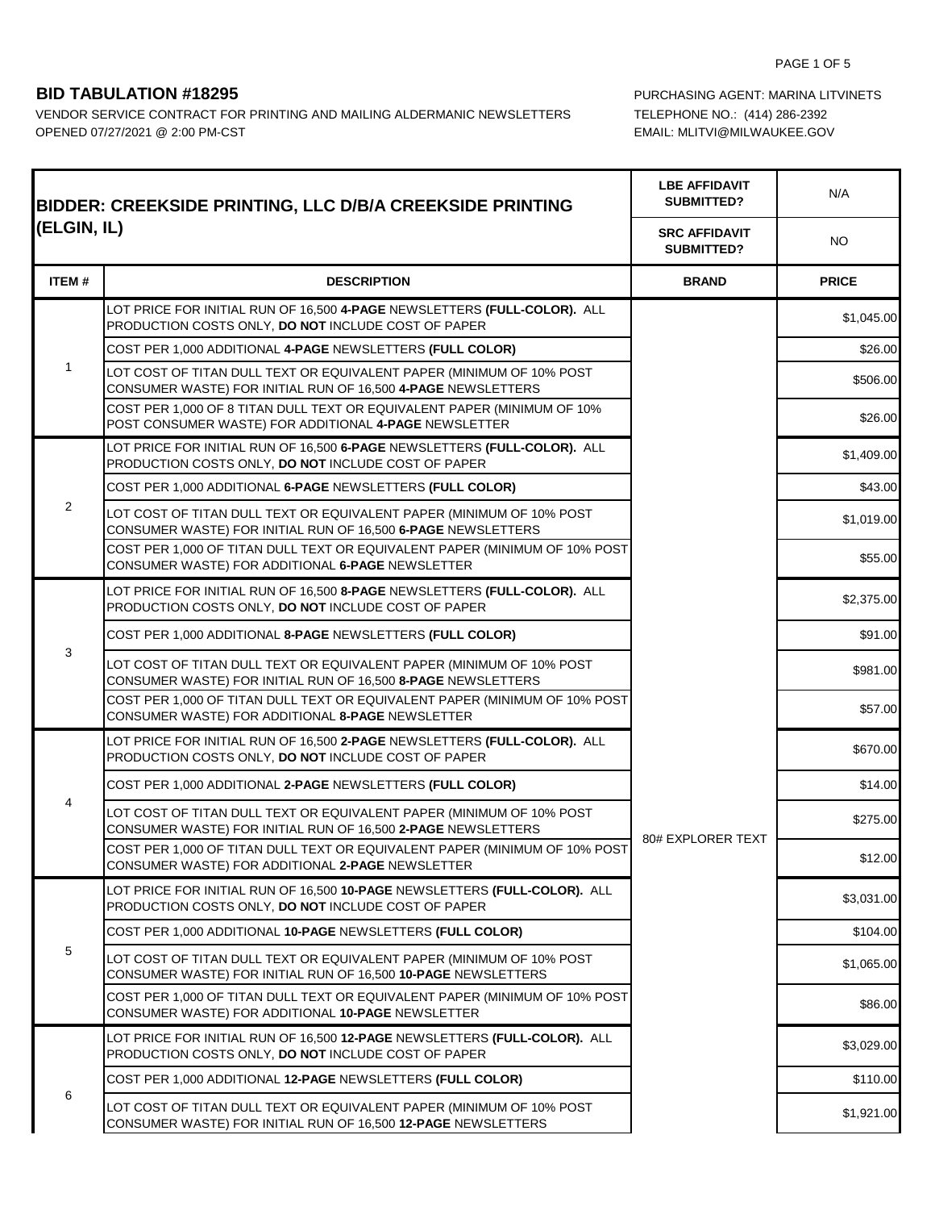## BID TABULATION #18295

VENDOR SERVICE CONTRACT FOR PRINTING AND MAILING ALDERMANIC NEWSLETTERS
OPENED 07/27/2021 @ 2:00 PM-CST

PURCHASING AGENT: MARINA LITVINETS
TELEPHONE NO.: (414) 286-2392
EMAIL: MLITVI@MILWAUKEE.GOV

| BIDDER: CREEKSIDE PRINTING, LLC D/B/A CREEKSIDE PRINTING (ELGIN, IL) | | LBE AFFIDAVIT SUBMITTED? | N/A |
|---|---|---|---|
| | | SRC AFFIDAVIT SUBMITTED? | NO |
| **ITEM #** | **DESCRIPTION** | **BRAND** | **PRICE** |
| 1 | LOT PRICE FOR INITIAL RUN OF 16,500 **4-PAGE** NEWSLETTERS **(FULL-COLOR).** ALL PRODUCTION COSTS ONLY, **DO NOT** INCLUDE COST OF PAPER | 80# EXPLORER TEXT | $1,045.00 |
| | COST PER 1,000 ADDITIONAL **4-PAGE** NEWSLETTERS **(FULL COLOR)** | | $26.00 |
| | LOT COST OF TITAN DULL TEXT OR EQUIVALENT PAPER (MINIMUM OF 10% POST CONSUMER WASTE) FOR INITIAL RUN OF 16,500 **4-PAGE** NEWSLETTERS | | $506.00 |
| | COST PER 1,000 OF 8 TITAN DULL TEXT OR EQUIVALENT PAPER (MINIMUM OF 10% POST CONSUMER WASTE) FOR ADDITIONAL **4-PAGE** NEWSLETTER | | $26.00 |
| 2 | LOT PRICE FOR INITIAL RUN OF 16,500 **6-PAGE** NEWSLETTERS **(FULL-COLOR).** ALL PRODUCTION COSTS ONLY, **DO NOT** INCLUDE COST OF PAPER | | $1,409.00 |
| | COST PER 1,000 ADDITIONAL **6-PAGE** NEWSLETTERS **(FULL COLOR)** | | $43.00 |
| | LOT COST OF TITAN DULL TEXT OR EQUIVALENT PAPER (MINIMUM OF 10% POST CONSUMER WASTE) FOR INITIAL RUN OF 16,500 **6-PAGE** NEWSLETTERS | | $1,019.00 |
| | COST PER 1,000 OF TITAN DULL TEXT OR EQUIVALENT PAPER (MINIMUM OF 10% POST CONSUMER WASTE) FOR ADDITIONAL **6-PAGE** NEWSLETTER | | $55.00 |
| 3 | LOT PRICE FOR INITIAL RUN OF 16,500 **8-PAGE** NEWSLETTERS **(FULL-COLOR).** ALL PRODUCTION COSTS ONLY, **DO NOT** INCLUDE COST OF PAPER | | $2,375.00 |
| | COST PER 1,000 ADDITIONAL **8-PAGE** NEWSLETTERS **(FULL COLOR)** | | $91.00 |
| | LOT COST OF TITAN DULL TEXT OR EQUIVALENT PAPER (MINIMUM OF 10% POST CONSUMER WASTE) FOR INITIAL RUN OF 16,500 **8-PAGE** NEWSLETTERS | | $981.00 |
| | COST PER 1,000 OF TITAN DULL TEXT OR EQUIVALENT PAPER (MINIMUM OF 10% POST CONSUMER WASTE) FOR ADDITIONAL **8-PAGE** NEWSLETTER | | $57.00 |
| 4 | LOT PRICE FOR INITIAL RUN OF 16,500 **2-PAGE** NEWSLETTERS **(FULL-COLOR).** ALL PRODUCTION COSTS ONLY, **DO NOT** INCLUDE COST OF PAPER | | $670.00 |
| | COST PER 1,000 ADDITIONAL **2-PAGE** NEWSLETTERS **(FULL COLOR)** | | $14.00 |
| | LOT COST OF TITAN DULL TEXT OR EQUIVALENT PAPER (MINIMUM OF 10% POST CONSUMER WASTE) FOR INITIAL RUN OF 16,500 **2-PAGE** NEWSLETTERS | | $275.00 |
| | COST PER 1,000 OF TITAN DULL TEXT OR EQUIVALENT PAPER (MINIMUM OF 10% POST CONSUMER WASTE) FOR ADDITIONAL **2-PAGE** NEWSLETTER | | $12.00 |
| 5 | LOT PRICE FOR INITIAL RUN OF 16,500 **10-PAGE** NEWSLETTERS **(FULL-COLOR).** ALL PRODUCTION COSTS ONLY, **DO NOT** INCLUDE COST OF PAPER | | $3,031.00 |
| | COST PER 1,000 ADDITIONAL **10-PAGE** NEWSLETTERS **(FULL COLOR)** | | $104.00 |
| | LOT COST OF TITAN DULL TEXT OR EQUIVALENT PAPER (MINIMUM OF 10% POST CONSUMER WASTE) FOR INITIAL RUN OF 16,500 **10-PAGE** NEWSLETTERS | | $1,065.00 |
| | COST PER 1,000 OF TITAN DULL TEXT OR EQUIVALENT PAPER (MINIMUM OF 10% POST CONSUMER WASTE) FOR ADDITIONAL **10-PAGE** NEWSLETTER | | $86.00 |
| 6 | LOT PRICE FOR INITIAL RUN OF 16,500 **12-PAGE** NEWSLETTERS **(FULL-COLOR).** ALL PRODUCTION COSTS ONLY, **DO NOT** INCLUDE COST OF PAPER | | $3,029.00 |
| | COST PER 1,000 ADDITIONAL **12-PAGE** NEWSLETTERS **(FULL COLOR)** | | $110.00 |
| | LOT COST OF TITAN DULL TEXT OR EQUIVALENT PAPER (MINIMUM OF 10% POST CONSUMER WASTE) FOR INITIAL RUN OF 16,500 **12-PAGE** NEWSLETTERS | | $1,921.00 |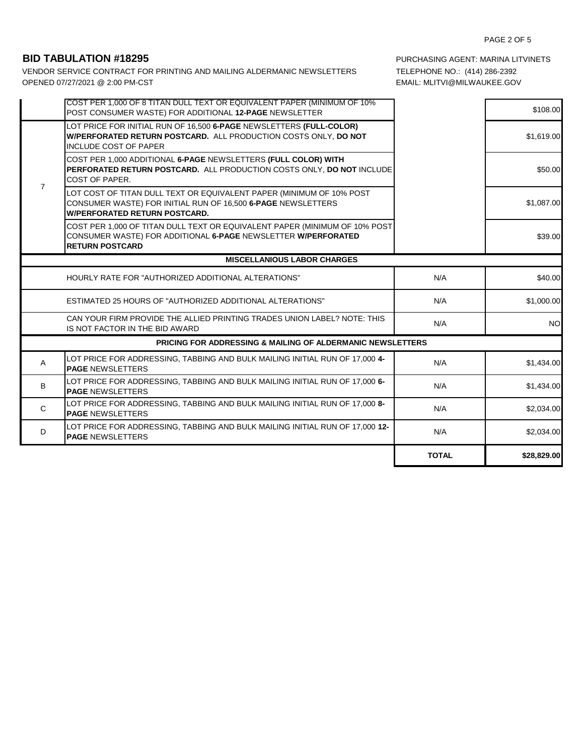## BID TABULATION #18295

VENDOR SERVICE CONTRACT FOR PRINTING AND MAILING ALDERMANIC NEWSLETTERS
OPENED 07/27/2021 @ 2:00 PM-CST

PURCHASING AGENT: MARINA LITVINETS
TELEPHONE NO.: (414) 286-2392
EMAIL: MLITVI@MILWAUKEE.GOV

| | | | |
|---|---|---|---|
| | COST PER 1,000 OF 8 TITAN DULL TEXT OR EQUIVALENT PAPER (MINIMUM OF 10% POST CONSUMER WASTE) FOR ADDITIONAL **12-PAGE** NEWSLETTER | | $108.00 |
| 7 | LOT PRICE FOR INITIAL RUN OF 16,500 **6-PAGE** NEWSLETTERS **(FULL-COLOR) W/PERFORATED RETURN POSTCARD.** ALL PRODUCTION COSTS ONLY, **DO NOT** INCLUDE COST OF PAPER | | $1,619.00 |
| | COST PER 1,000 ADDITIONAL **6-PAGE** NEWSLETTERS **(FULL COLOR) WITH PERFORATED RETURN POSTCARD.** ALL PRODUCTION COSTS ONLY, **DO NOT** INCLUDE COST OF PAPER. | | $50.00 |
| | LOT COST OF TITAN DULL TEXT OR EQUIVALENT PAPER (MINIMUM OF 10% POST CONSUMER WASTE) FOR INITIAL RUN OF 16,500 **6-PAGE** NEWSLETTERS **W/PERFORATED RETURN POSTCARD.** | | $1,087.00 |
| | COST PER 1,000 OF TITAN DULL TEXT OR EQUIVALENT PAPER (MINIMUM OF 10% POST CONSUMER WASTE) FOR ADDITIONAL **6-PAGE** NEWSLETTER **W/PERFORATED RETURN POSTCARD** | | $39.00 |
| | **MISCELLANIOUS LABOR CHARGES** | | |
| | HOURLY RATE FOR "AUTHORIZED ADDITIONAL ALTERATIONS" | N/A | $40.00 |
| | ESTIMATED 25 HOURS OF "AUTHORIZED ADDITIONAL ALTERATIONS" | N/A | $1,000.00 |
| | CAN YOUR FIRM PROVIDE THE ALLIED PRINTING TRADES UNION LABEL? NOTE: THIS IS NOT FACTOR IN THE BID AWARD | N/A | NO |
| | **PRICING FOR ADDRESSING & MAILING OF ALDERMANIC NEWSLETTERS** | | |
| A | LOT PRICE FOR ADDRESSING, TABBING AND BULK MAILING INITIAL RUN OF 17,000 **4-PAGE** NEWSLETTERS | N/A | $1,434.00 |
| B | LOT PRICE FOR ADDRESSING, TABBING AND BULK MAILING INITIAL RUN OF 17,000 **6-PAGE** NEWSLETTERS | N/A | $1,434.00 |
| C | LOT PRICE FOR ADDRESSING, TABBING AND BULK MAILING INITIAL RUN OF 17,000 **8-PAGE** NEWSLETTERS | N/A | $2,034.00 |
| D | LOT PRICE FOR ADDRESSING, TABBING AND BULK MAILING INITIAL RUN OF 17,000 **12-PAGE** NEWSLETTERS | N/A | $2,034.00 |
| | | **TOTAL** | **$28,829.00** |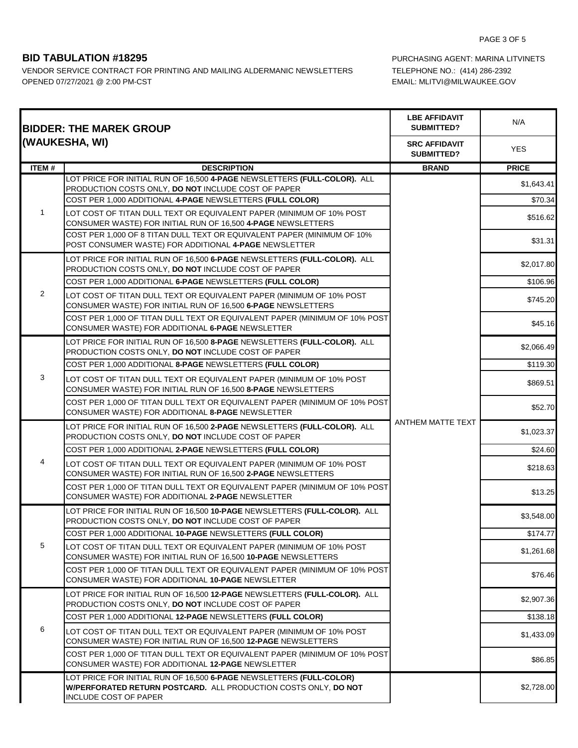## BID TABULATION #18295

VENDOR SERVICE CONTRACT FOR PRINTING AND MAILING ALDERMANIC NEWSLETTERS
OPENED 07/27/2021 @ 2:00 PM-CST

PURCHASING AGENT: MARINA LITVINETS
TELEPHONE NO.: (414) 286-2392
EMAIL: MLITVI@MILWAUKEE.GOV

| **BIDDER: THE MAREK GROUP (WAUKESHA, WI)** | | **LBE AFFIDAVIT SUBMITTED?** | N/A |
|---|---|---|---|
| | | **SRC AFFIDAVIT SUBMITTED?** | YES |
| **ITEM #** | **DESCRIPTION** | **BRAND** | **PRICE** |
| 1 | LOT PRICE FOR INITIAL RUN OF 16,500 **4-PAGE** NEWSLETTERS **(FULL-COLOR).** ALL PRODUCTION COSTS ONLY, **DO NOT** INCLUDE COST OF PAPER | ANTHEM MATTE TEXT | $1,643.41 |
| | COST PER 1,000 ADDITIONAL **4-PAGE** NEWSLETTERS **(FULL COLOR)** | | $70.34 |
| | LOT COST OF TITAN DULL TEXT OR EQUIVALENT PAPER (MINIMUM OF 10% POST CONSUMER WASTE) FOR INITIAL RUN OF 16,500 **4-PAGE** NEWSLETTERS | | $516.62 |
| | COST PER 1,000 OF 8 TITAN DULL TEXT OR EQUIVALENT PAPER (MINIMUM OF 10% POST CONSUMER WASTE) FOR ADDITIONAL **4-PAGE** NEWSLETTER | | $31.31 |
| 2 | LOT PRICE FOR INITIAL RUN OF 16,500 **6-PAGE** NEWSLETTERS **(FULL-COLOR).** ALL PRODUCTION COSTS ONLY, **DO NOT** INCLUDE COST OF PAPER | | $2,017.80 |
| | COST PER 1,000 ADDITIONAL **6-PAGE** NEWSLETTERS **(FULL COLOR)** | | $106.96 |
| | LOT COST OF TITAN DULL TEXT OR EQUIVALENT PAPER (MINIMUM OF 10% POST CONSUMER WASTE) FOR INITIAL RUN OF 16,500 **6-PAGE** NEWSLETTERS | | $745.20 |
| | COST PER 1,000 OF TITAN DULL TEXT OR EQUIVALENT PAPER (MINIMUM OF 10% POST CONSUMER WASTE) FOR ADDITIONAL **6-PAGE** NEWSLETTER | | $45.16 |
| 3 | LOT PRICE FOR INITIAL RUN OF 16,500 **8-PAGE** NEWSLETTERS **(FULL-COLOR).** ALL PRODUCTION COSTS ONLY, **DO NOT** INCLUDE COST OF PAPER | | $2,066.49 |
| | COST PER 1,000 ADDITIONAL **8-PAGE** NEWSLETTERS **(FULL COLOR)** | | $119.30 |
| | LOT COST OF TITAN DULL TEXT OR EQUIVALENT PAPER (MINIMUM OF 10% POST CONSUMER WASTE) FOR INITIAL RUN OF 16,500 **8-PAGE** NEWSLETTERS | | $869.51 |
| | COST PER 1,000 OF TITAN DULL TEXT OR EQUIVALENT PAPER (MINIMUM OF 10% POST CONSUMER WASTE) FOR ADDITIONAL **8-PAGE** NEWSLETTER | | $52.70 |
| 4 | LOT PRICE FOR INITIAL RUN OF 16,500 **2-PAGE** NEWSLETTERS **(FULL-COLOR).** ALL PRODUCTION COSTS ONLY, **DO NOT** INCLUDE COST OF PAPER | | $1,023.37 |
| | COST PER 1,000 ADDITIONAL **2-PAGE** NEWSLETTERS **(FULL COLOR)** | | $24.60 |
| | LOT COST OF TITAN DULL TEXT OR EQUIVALENT PAPER (MINIMUM OF 10% POST CONSUMER WASTE) FOR INITIAL RUN OF 16,500 **2-PAGE** NEWSLETTERS | | $218.63 |
| | COST PER 1,000 OF TITAN DULL TEXT OR EQUIVALENT PAPER (MINIMUM OF 10% POST CONSUMER WASTE) FOR ADDITIONAL **2-PAGE** NEWSLETTER | | $13.25 |
| 5 | LOT PRICE FOR INITIAL RUN OF 16,500 **10-PAGE** NEWSLETTERS **(FULL-COLOR).** ALL PRODUCTION COSTS ONLY, **DO NOT** INCLUDE COST OF PAPER | | $3,548.00 |
| | COST PER 1,000 ADDITIONAL **10-PAGE** NEWSLETTERS **(FULL COLOR)** | | $174.77 |
| | LOT COST OF TITAN DULL TEXT OR EQUIVALENT PAPER (MINIMUM OF 10% POST CONSUMER WASTE) FOR INITIAL RUN OF 16,500 **10-PAGE** NEWSLETTERS | | $1,261.68 |
| | COST PER 1,000 OF TITAN DULL TEXT OR EQUIVALENT PAPER (MINIMUM OF 10% POST CONSUMER WASTE) FOR ADDITIONAL **10-PAGE** NEWSLETTER | | $76.46 |
| 6 | LOT PRICE FOR INITIAL RUN OF 16,500 **12-PAGE** NEWSLETTERS **(FULL-COLOR).** ALL PRODUCTION COSTS ONLY, **DO NOT** INCLUDE COST OF PAPER | | $2,907.36 |
| | COST PER 1,000 ADDITIONAL **12-PAGE** NEWSLETTERS **(FULL COLOR)** | | $138.18 |
| | LOT COST OF TITAN DULL TEXT OR EQUIVALENT PAPER (MINIMUM OF 10% POST CONSUMER WASTE) FOR INITIAL RUN OF 16,500 **12-PAGE** NEWSLETTERS | | $1,433.09 |
| | COST PER 1,000 OF TITAN DULL TEXT OR EQUIVALENT PAPER (MINIMUM OF 10% POST CONSUMER WASTE) FOR ADDITIONAL **12-PAGE** NEWSLETTER | | $86.85 |
| | LOT PRICE FOR INITIAL RUN OF 16,500 6-PAGE NEWSLETTERS (FULL-COLOR) **W/PERFORATED RETURN POSTCARD.** ALL PRODUCTION COSTS ONLY, **DO NOT** INCLUDE COST OF PAPER | | $2,728.00 |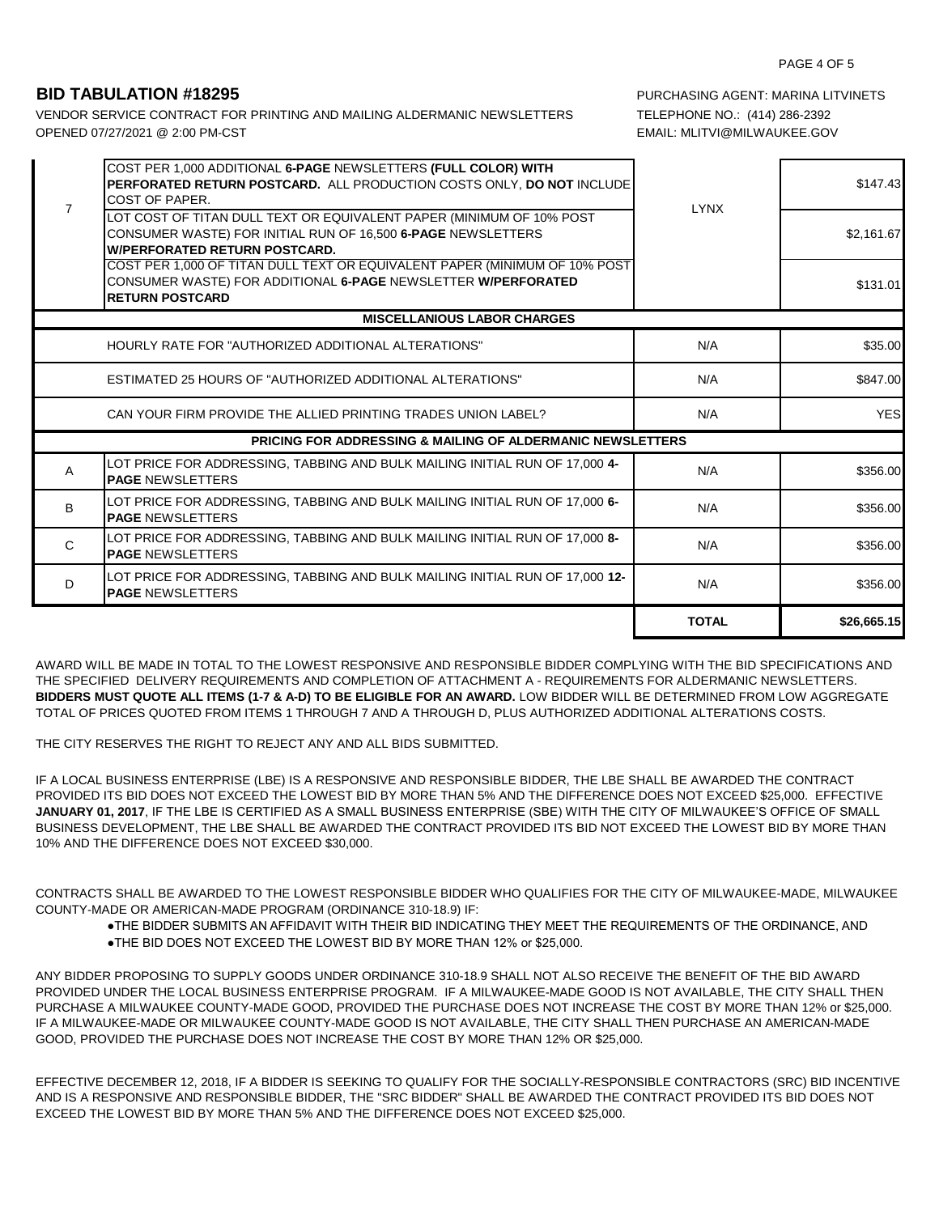## BID TABULATION #18295

VENDOR SERVICE CONTRACT FOR PRINTING AND MAILING ALDERMANIC NEWSLETTERS
OPENED 07/27/2021 @ 2:00 PM-CST

PURCHASING AGENT: MARINA LITVINETS
TELEPHONE NO.: (414) 286-2392
EMAIL: MLITVI@MILWAUKEE.GOV

| | | | |
|---|---|---|---|
| 7 | COST PER 1,000 ADDITIONAL **6-PAGE** NEWSLETTERS **(FULL COLOR) WITH PERFORATED RETURN POSTCARD.** ALL PRODUCTION COSTS ONLY, **DO NOT** INCLUDE COST OF PAPER. | LYNX | $147.43 |
| | LOT COST OF TITAN DULL TEXT OR EQUIVALENT PAPER (MINIMUM OF 10% POST CONSUMER WASTE) FOR INITIAL RUN OF 16,500 **6-PAGE** NEWSLETTERS **W/PERFORATED RETURN POSTCARD.** | | $2,161.67 |
| | COST PER 1,000 OF TITAN DULL TEXT OR EQUIVALENT PAPER (MINIMUM OF 10% POST CONSUMER WASTE) FOR ADDITIONAL **6-PAGE** NEWSLETTER **W/PERFORATED RETURN POSTCARD** | | $131.01 |
| | **MISCELLANIOUS LABOR CHARGES** | | |
| | HOURLY RATE FOR "AUTHORIZED ADDITIONAL ALTERATIONS" | N/A | $35.00 |
| | ESTIMATED 25 HOURS OF "AUTHORIZED ADDITIONAL ALTERATIONS" | N/A | $847.00 |
| | CAN YOUR FIRM PROVIDE THE ALLIED PRINTING TRADES UNION LABEL? | N/A | YES |
| | **PRICING FOR ADDRESSING & MAILING OF ALDERMANIC NEWSLETTERS** | | |
| A | LOT PRICE FOR ADDRESSING, TABBING AND BULK MAILING INITIAL RUN OF 17,000 **4-PAGE** NEWSLETTERS | N/A | $356.00 |
| B | LOT PRICE FOR ADDRESSING, TABBING AND BULK MAILING INITIAL RUN OF 17,000 **6-PAGE** NEWSLETTERS | N/A | $356.00 |
| C | LOT PRICE FOR ADDRESSING, TABBING AND BULK MAILING INITIAL RUN OF 17,000 **8-PAGE** NEWSLETTERS | N/A | $356.00 |
| D | LOT PRICE FOR ADDRESSING, TABBING AND BULK MAILING INITIAL RUN OF 17,000 **12-PAGE** NEWSLETTERS | N/A | $356.00 |
| | | **TOTAL** | **$26,665.15** |

AWARD WILL BE MADE IN TOTAL TO THE LOWEST RESPONSIVE AND RESPONSIBLE BIDDER COMPLYING WITH THE BID SPECIFICATIONS AND THE SPECIFIED DELIVERY REQUIREMENTS AND COMPLETION OF ATTACHMENT A - REQUIREMENTS FOR ALDERMANIC NEWSLETTERS. **BIDDERS MUST QUOTE ALL ITEMS (1-7 & A-D) TO BE ELIGIBLE FOR AN AWARD.** LOW BIDDER WILL BE DETERMINED FROM LOW AGGREGATE TOTAL OF PRICES QUOTED FROM ITEMS 1 THROUGH 7 AND A THROUGH D, PLUS AUTHORIZED ADDITIONAL ALTERATIONS COSTS.

THE CITY RESERVES THE RIGHT TO REJECT ANY AND ALL BIDS SUBMITTED.

IF A LOCAL BUSINESS ENTERPRISE (LBE) IS A RESPONSIVE AND RESPONSIBLE BIDDER, THE LBE SHALL BE AWARDED THE CONTRACT PROVIDED ITS BID DOES NOT EXCEED THE LOWEST BID BY MORE THAN 5% AND THE DIFFERENCE DOES NOT EXCEED $25,000. EFFECTIVE **JANUARY 01, 2017**, IF THE LBE IS CERTIFIED AS A SMALL BUSINESS ENTERPRISE (SBE) WITH THE CITY OF MILWAUKEE'S OFFICE OF SMALL BUSINESS DEVELOPMENT, THE LBE SHALL BE AWARDED THE CONTRACT PROVIDED ITS BID NOT EXCEED THE LOWEST BID BY MORE THAN 10% AND THE DIFFERENCE DOES NOT EXCEED $30,000.

CONTRACTS SHALL BE AWARDED TO THE LOWEST RESPONSIBLE BIDDER WHO QUALIFIES FOR THE CITY OF MILWAUKEE-MADE, MILWAUKEE COUNTY-MADE OR AMERICAN-MADE PROGRAM (ORDINANCE 310-18.9) IF:

- THE BIDDER SUBMITS AN AFFIDAVIT WITH THEIR BID INDICATING THEY MEET THE REQUIREMENTS OF THE ORDINANCE, AND
- THE BID DOES NOT EXCEED THE LOWEST BID BY MORE THAN 12% or $25,000.

ANY BIDDER PROPOSING TO SUPPLY GOODS UNDER ORDINANCE 310-18.9 SHALL NOT ALSO RECEIVE THE BENEFIT OF THE BID AWARD PROVIDED UNDER THE LOCAL BUSINESS ENTERPRISE PROGRAM. IF A MILWAUKEE-MADE GOOD IS NOT AVAILABLE, THE CITY SHALL THEN PURCHASE A MILWAUKEE COUNTY-MADE GOOD, PROVIDED THE PURCHASE DOES NOT INCREASE THE COST BY MORE THAN 12% or $25,000. IF A MILWAUKEE-MADE OR MILWAUKEE COUNTY-MADE GOOD IS NOT AVAILABLE, THE CITY SHALL THEN PURCHASE AN AMERICAN-MADE GOOD, PROVIDED THE PURCHASE DOES NOT INCREASE THE COST BY MORE THAN 12% OR $25,000.

EFFECTIVE DECEMBER 12, 2018, IF A BIDDER IS SEEKING TO QUALIFY FOR THE SOCIALLY-RESPONSIBLE CONTRACTORS (SRC) BID INCENTIVE AND IS A RESPONSIVE AND RESPONSIBLE BIDDER, THE "SRC BIDDER" SHALL BE AWARDED THE CONTRACT PROVIDED ITS BID DOES NOT EXCEED THE LOWEST BID BY MORE THAN 5% AND THE DIFFERENCE DOES NOT EXCEED $25,000.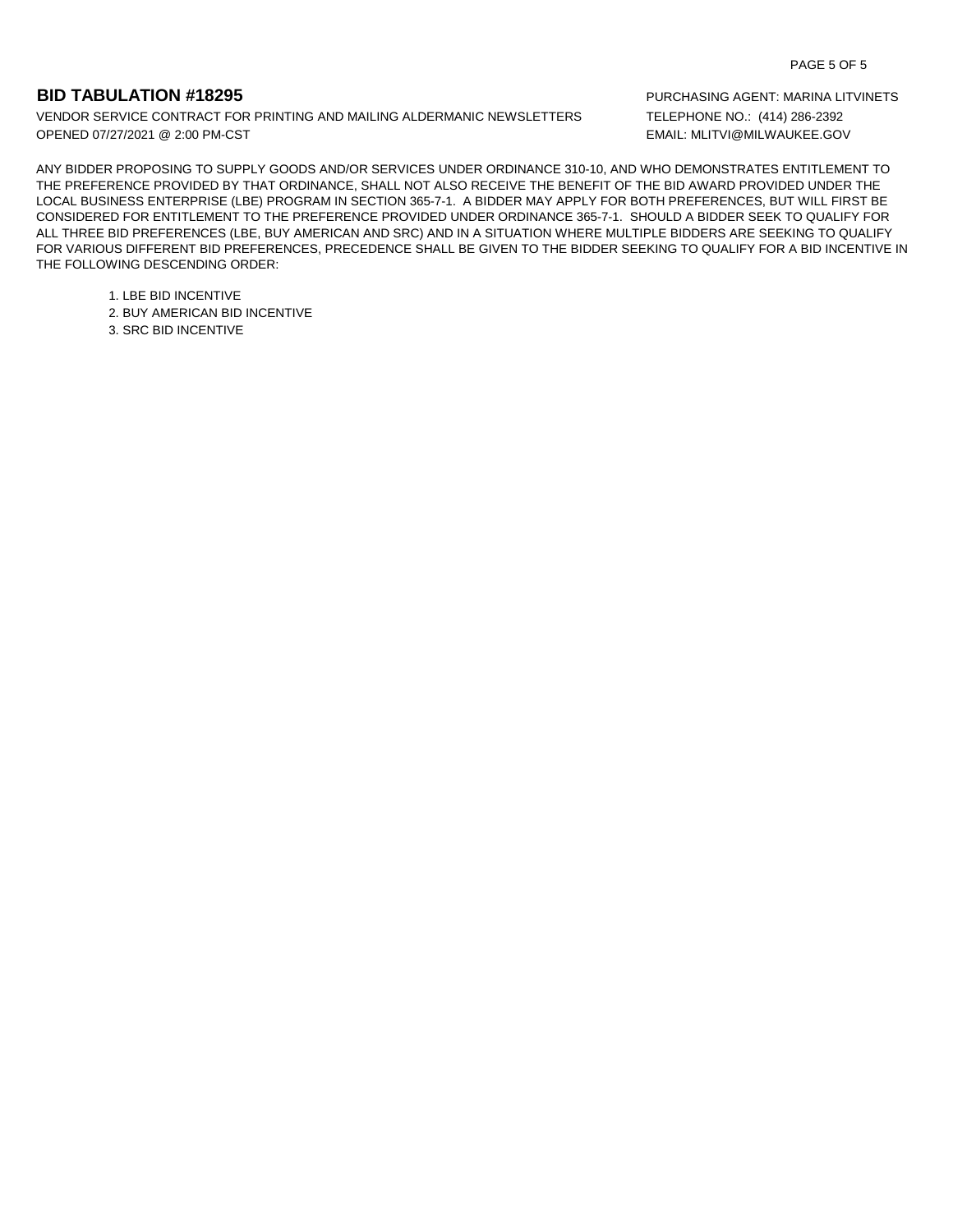# BID TABULATION #18295

VENDOR SERVICE CONTRACT FOR PRINTING AND MAILING ALDERMANIC NEWSLETTERS
OPENED 07/27/2021 @ 2:00 PM-CST

PURCHASING AGENT: MARINA LITVINETS
TELEPHONE NO.: (414) 286-2392
EMAIL: MLITVI@MILWAUKEE.GOV

ANY BIDDER PROPOSING TO SUPPLY GOODS AND/OR SERVICES UNDER ORDINANCE 310-10, AND WHO DEMONSTRATES ENTITLEMENT TO THE PREFERENCE PROVIDED BY THAT ORDINANCE, SHALL NOT ALSO RECEIVE THE BENEFIT OF THE BID AWARD PROVIDED UNDER THE LOCAL BUSINESS ENTERPRISE (LBE) PROGRAM IN SECTION 365-7-1. A BIDDER MAY APPLY FOR BOTH PREFERENCES, BUT WILL FIRST BE CONSIDERED FOR ENTITLEMENT TO THE PREFERENCE PROVIDED UNDER ORDINANCE 365-7-1. SHOULD A BIDDER SEEK TO QUALIFY FOR ALL THREE BID PREFERENCES (LBE, BUY AMERICAN AND SRC) AND IN A SITUATION WHERE MULTIPLE BIDDERS ARE SEEKING TO QUALIFY FOR VARIOUS DIFFERENT BID PREFERENCES, PRECEDENCE SHALL BE GIVEN TO THE BIDDER SEEKING TO QUALIFY FOR A BID INCENTIVE IN THE FOLLOWING DESCENDING ORDER:

1. LBE BID INCENTIVE
2. BUY AMERICAN BID INCENTIVE
3. SRC BID INCENTIVE